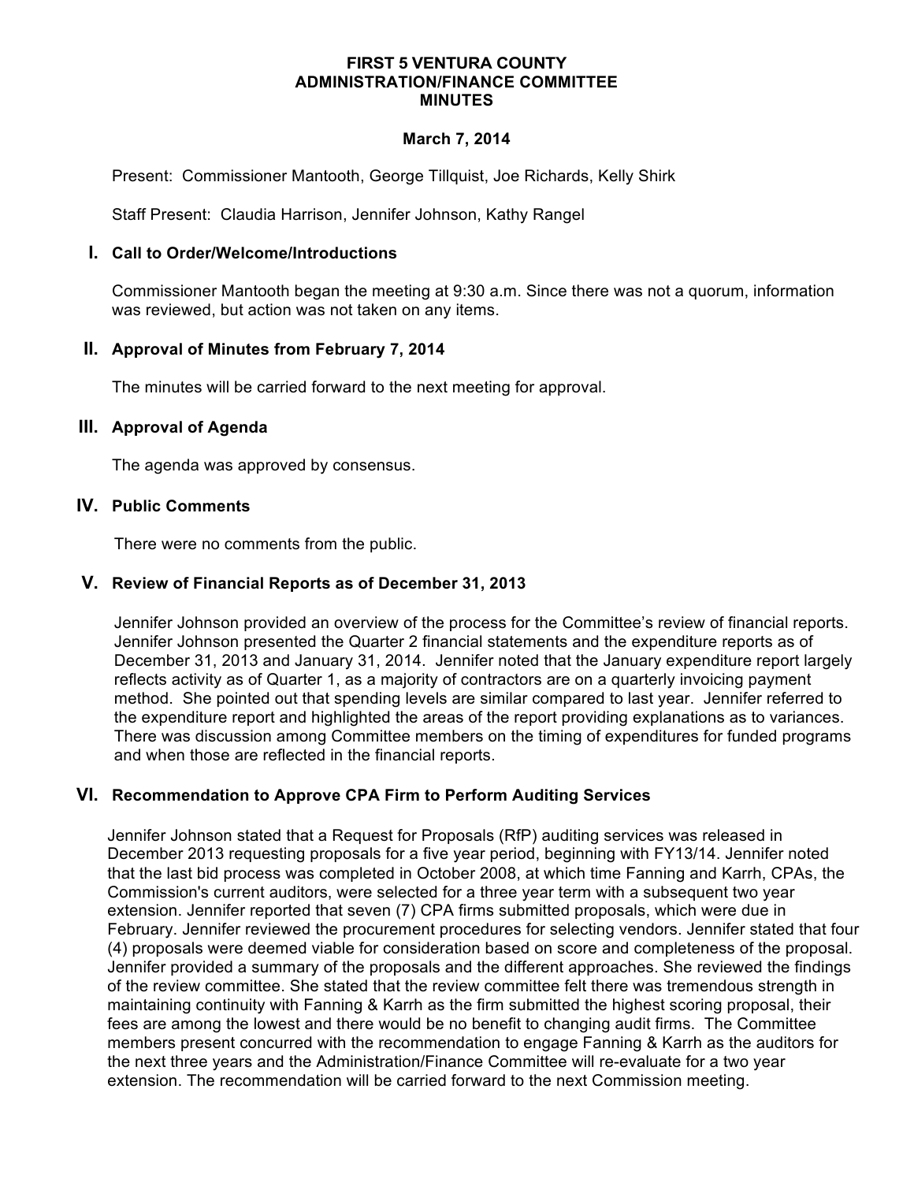# FIRST 5 VENTURA COUNTY
# ADMINISTRATION/FINANCE COMMITTEE
# MINUTES

**March 7, 2014**

Present: Commissioner Mantooth, George Tillquist, Joe Richards, Kelly Shirk

Staff Present: Claudia Harrison, Jennifer Johnson, Kathy Rangel

## I. Call to Order/Welcome/Introductions

Commissioner Mantooth began the meeting at 9:30 a.m. Since there was not a quorum, information was reviewed, but action was not taken on any items.

## II. Approval of Minutes from February 7, 2014

The minutes will be carried forward to the next meeting for approval.

## III. Approval of Agenda

The agenda was approved by consensus.

## IV. Public Comments

There were no comments from the public.

## V. Review of Financial Reports as of December 31, 2013

Jennifer Johnson provided an overview of the process for the Committee's review of financial reports. Jennifer Johnson presented the Quarter 2 financial statements and the expenditure reports as of December 31, 2013 and January 31, 2014. Jennifer noted that the January expenditure report largely reflects activity as of Quarter 1, as a majority of contractors are on a quarterly invoicing payment method. She pointed out that spending levels are similar compared to last year. Jennifer referred to the expenditure report and highlighted the areas of the report providing explanations as to variances. There was discussion among Committee members on the timing of expenditures for funded programs and when those are reflected in the financial reports.

## VI. Recommendation to Approve CPA Firm to Perform Auditing Services

Jennifer Johnson stated that a Request for Proposals (RfP) auditing services was released in December 2013 requesting proposals for a five year period, beginning with FY13/14. Jennifer noted that the last bid process was completed in October 2008, at which time Fanning and Karrh, CPAs, the Commission's current auditors, were selected for a three year term with a subsequent two year extension. Jennifer reported that seven (7) CPA firms submitted proposals, which were due in February. Jennifer reviewed the procurement procedures for selecting vendors. Jennifer stated that four (4) proposals were deemed viable for consideration based on score and completeness of the proposal. Jennifer provided a summary of the proposals and the different approaches. She reviewed the findings of the review committee. She stated that the review committee felt there was tremendous strength in maintaining continuity with Fanning & Karrh as the firm submitted the highest scoring proposal, their fees are among the lowest and there would be no benefit to changing audit firms. The Committee members present concurred with the recommendation to engage Fanning & Karrh as the auditors for the next three years and the Administration/Finance Committee will re-evaluate for a two year extension. The recommendation will be carried forward to the next Commission meeting.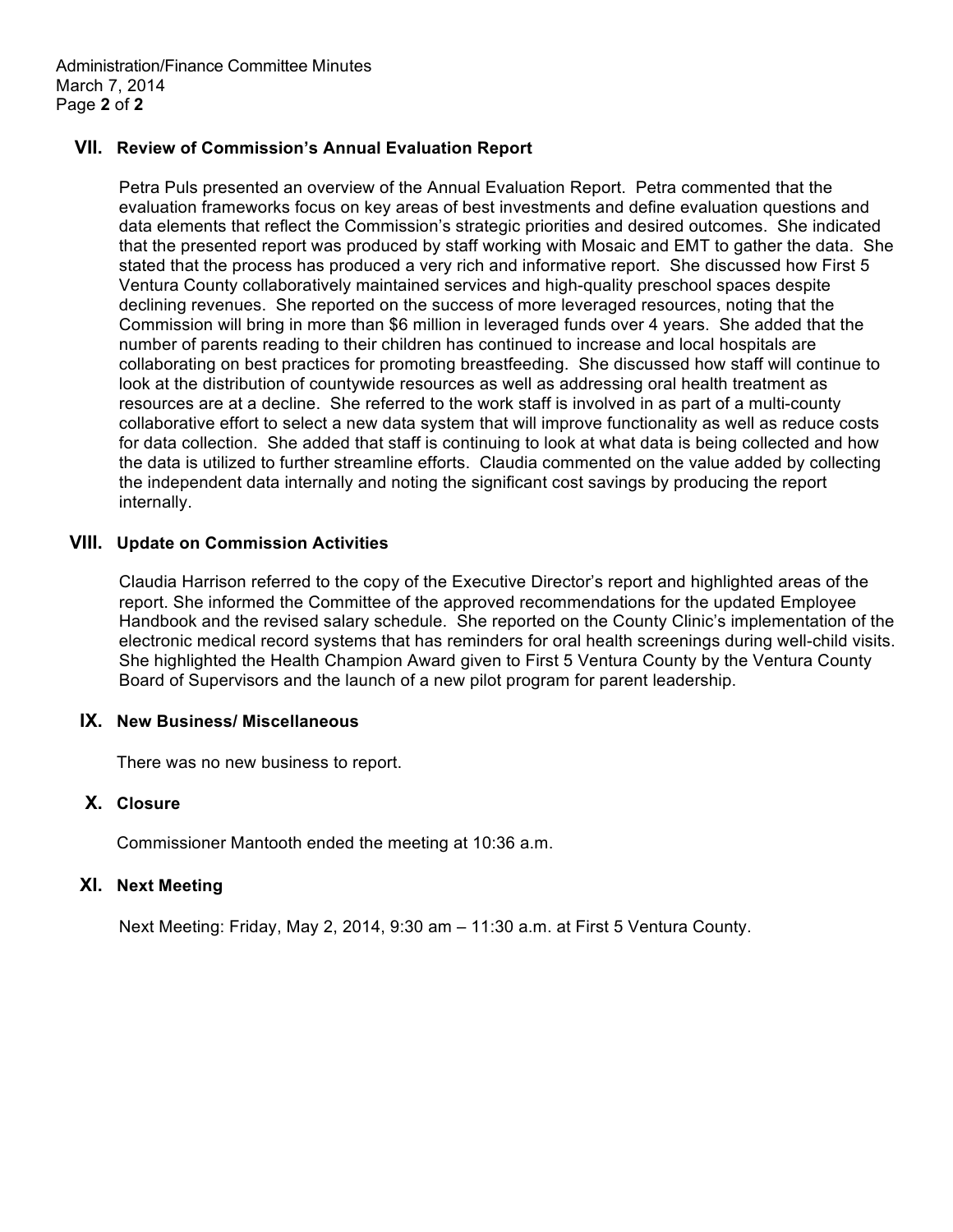## VII. Review of Commission's Annual Evaluation Report

Petra Puls presented an overview of the Annual Evaluation Report. Petra commented that the evaluation frameworks focus on key areas of best investments and define evaluation questions and data elements that reflect the Commission's strategic priorities and desired outcomes. She indicated that the presented report was produced by staff working with Mosaic and EMT to gather the data. She stated that the process has produced a very rich and informative report. She discussed how First 5 Ventura County collaboratively maintained services and high-quality preschool spaces despite declining revenues. She reported on the success of more leveraged resources, noting that the Commission will bring in more than $6 million in leveraged funds over 4 years. She added that the number of parents reading to their children has continued to increase and local hospitals are collaborating on best practices for promoting breastfeeding. She discussed how staff will continue to look at the distribution of countywide resources as well as addressing oral health treatment as resources are at a decline. She referred to the work staff is involved in as part of a multi-county collaborative effort to select a new data system that will improve functionality as well as reduce costs for data collection. She added that staff is continuing to look at what data is being collected and how the data is utilized to further streamline efforts. Claudia commented on the value added by collecting the independent data internally and noting the significant cost savings by producing the report internally.

## VIII. Update on Commission Activities

Claudia Harrison referred to the copy of the Executive Director's report and highlighted areas of the report. She informed the Committee of the approved recommendations for the updated Employee Handbook and the revised salary schedule. She reported on the County Clinic's implementation of the electronic medical record systems that has reminders for oral health screenings during well-child visits. She highlighted the Health Champion Award given to First 5 Ventura County by the Ventura County Board of Supervisors and the launch of a new pilot program for parent leadership.

## IX. New Business/ Miscellaneous

There was no new business to report.

## X. Closure

Commissioner Mantooth ended the meeting at 10:36 a.m.

## XI. Next Meeting

Next Meeting: Friday, May 2, 2014, 9:30 am – 11:30 a.m. at First 5 Ventura County.